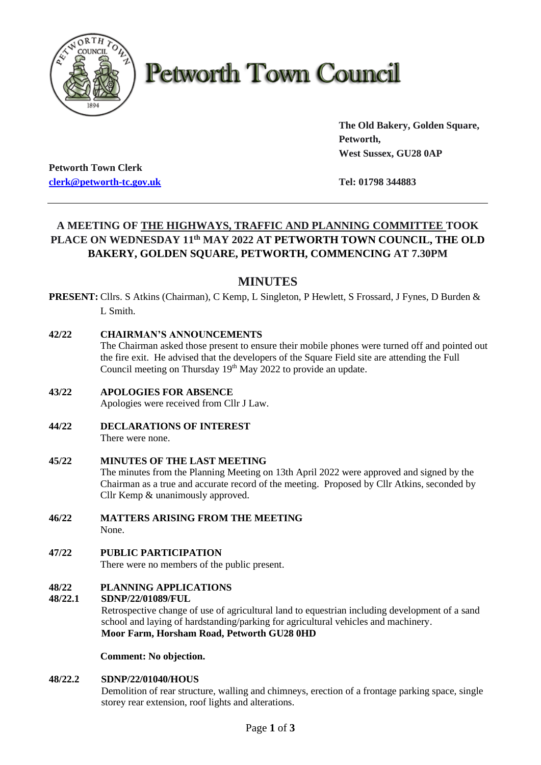# Petworth Town Council

**The Old Bakery, Golden Square,**
**Petworth,**
**West Sussex, GU28 0AP**

**Petworth Town Clerk**
**clerk@petworth-tc.gov.uk**

**Tel: 01798 344883**

---

## A MEETING OF THE HIGHWAYS, TRAFFIC AND PLANNING COMMITTEE TOOK PLACE ON WEDNESDAY 11th MAY 2022 AT PETWORTH TOWN COUNCIL, THE OLD BAKERY, GOLDEN SQUARE, PETWORTH, COMMENCING AT 7.30PM

## MINUTES

**PRESENT:** Cllrs. S Atkins (Chairman), C Kemp, L Singleton, P Hewlett, S Frossard, J Fynes, D Burden & L Smith.

**42/22 CHAIRMAN'S ANNOUNCEMENTS**

The Chairman asked those present to ensure their mobile phones were turned off and pointed out the fire exit. He advised that the developers of the Square Field site are attending the Full Council meeting on Thursday 19th May 2022 to provide an update.

**43/22 APOLOGIES FOR ABSENCE**

Apologies were received from Cllr J Law.

**44/22 DECLARATIONS OF INTEREST**

There were none.

**45/22 MINUTES OF THE LAST MEETING**

The minutes from the Planning Meeting on 13th April 2022 were approved and signed by the Chairman as a true and accurate record of the meeting. Proposed by Cllr Atkins, seconded by Cllr Kemp & unanimously approved.

**46/22 MATTERS ARISING FROM THE MEETING**

None.

**47/22 PUBLIC PARTICIPATION**

There were no members of the public present.

**48/22 PLANNING APPLICATIONS**

**48/22.1 SDNP/22/01089/FUL**

Retrospective change of use of agricultural land to equestrian including development of a sand school and laying of hardstanding/parking for agricultural vehicles and machinery.
**Moor Farm, Horsham Road, Petworth GU28 0HD**

**Comment: No objection.**

**48/22.2 SDNP/22/01040/HOUS**

Demolition of rear structure, walling and chimneys, erection of a frontage parking space, single storey rear extension, roof lights and alterations.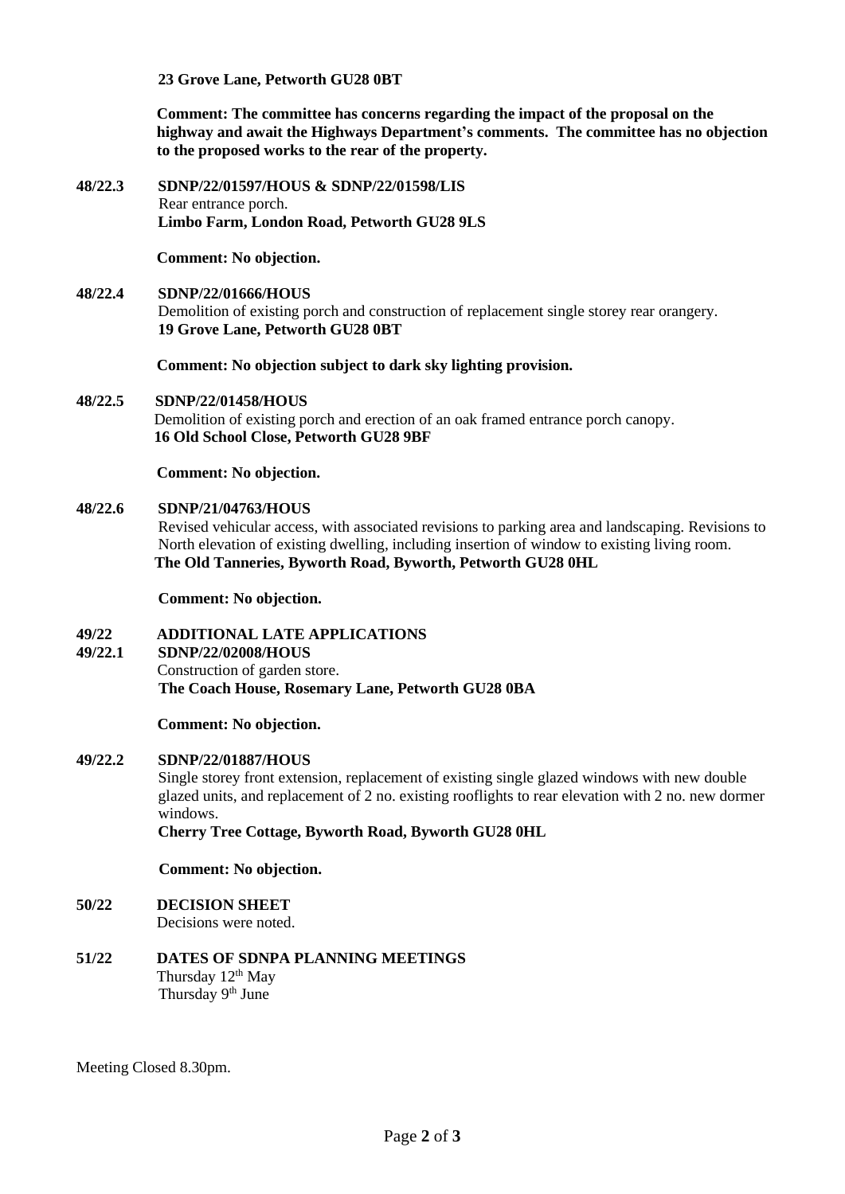**23 Grove Lane, Petworth GU28 0BT**

**Comment: The committee has concerns regarding the impact of the proposal on the highway and await the Highways Department's comments. The committee has no objection to the proposed works to the rear of the property.**

**48/22.3 SDNP/22/01597/HOUS & SDNP/22/01598/LIS**
Rear entrance porch.
**Limbo Farm, London Road, Petworth GU28 9LS**

**Comment: No objection.**

**48/22.4 SDNP/22/01666/HOUS**
Demolition of existing porch and construction of replacement single storey rear orangery.
**19 Grove Lane, Petworth GU28 0BT**

**Comment: No objection subject to dark sky lighting provision.**

**48/22.5 SDNP/22/01458/HOUS**
Demolition of existing porch and erection of an oak framed entrance porch canopy.
**16 Old School Close, Petworth GU28 9BF**

**Comment: No objection.**

**48/22.6 SDNP/21/04763/HOUS**
Revised vehicular access, with associated revisions to parking area and landscaping. Revisions to North elevation of existing dwelling, including insertion of window to existing living room.
**The Old Tanneries, Byworth Road, Byworth, Petworth GU28 0HL**

**Comment: No objection.**

**49/22 ADDITIONAL LATE APPLICATIONS**

**49/22.1 SDNP/22/02008/HOUS**
Construction of garden store.
**The Coach House, Rosemary Lane, Petworth GU28 0BA**

**Comment: No objection.**

**49/22.2 SDNP/22/01887/HOUS**
Single storey front extension, replacement of existing single glazed windows with new double glazed units, and replacement of 2 no. existing rooflights to rear elevation with 2 no. new dormer windows.
**Cherry Tree Cottage, Byworth Road, Byworth GU28 0HL**

**Comment: No objection.**

**50/22 DECISION SHEET**
Decisions were noted.

**51/22 DATES OF SDNPA PLANNING MEETINGS**
Thursday 12th May
Thursday 9th June

Meeting Closed 8.30pm.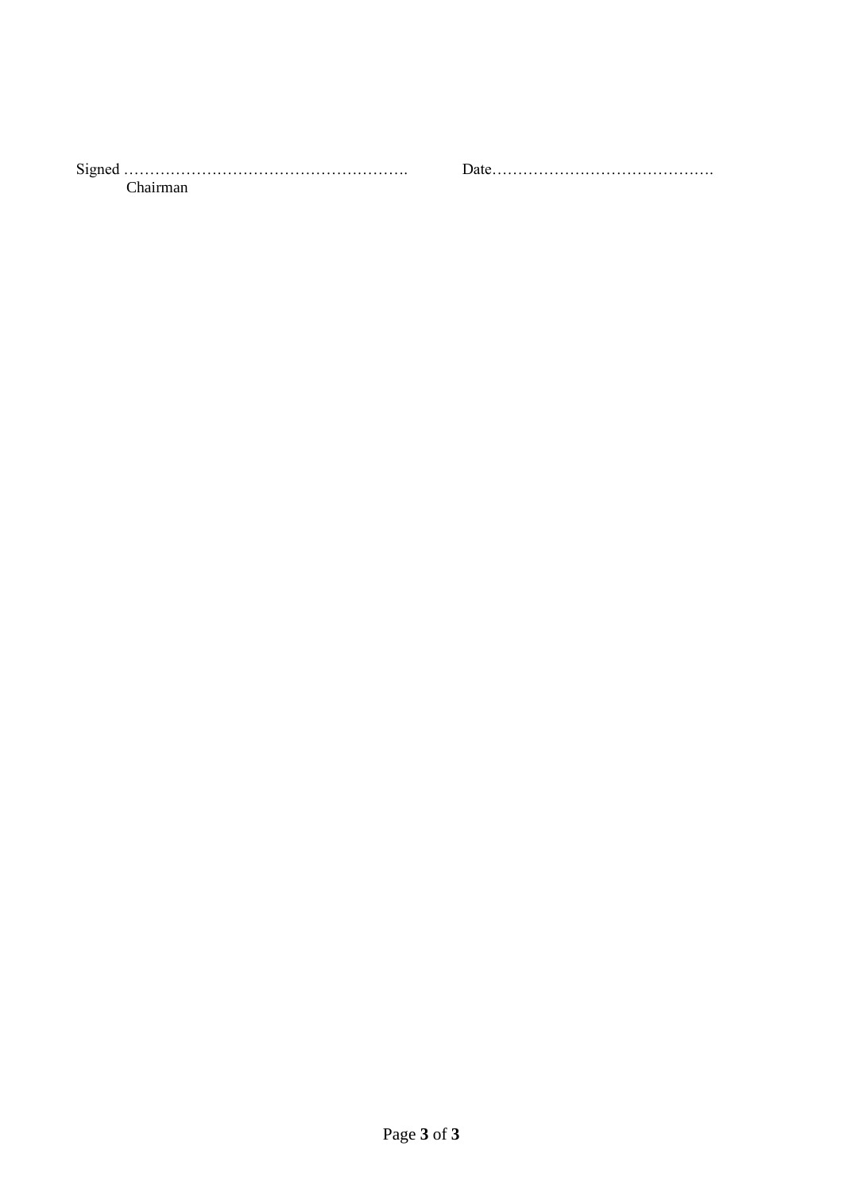Signed ………………………………………………. Date…………………………………….
Chairman